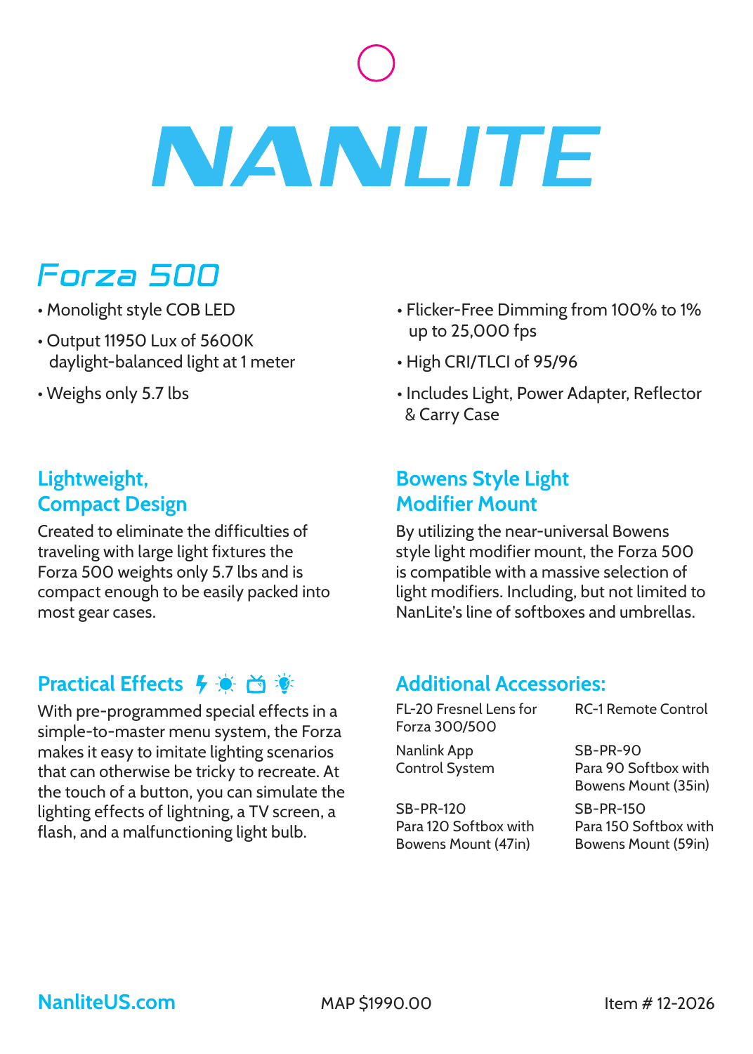# NANLITE

## Forza 500

- Monolight style COB LED
- Output 11950 Lux of 5600K daylight-balanced light at 1 meter
- Weighs only 5.7 lbs
- Flicker-Free Dimming from 100% to 1% up to 25,000 fps
- High CRI/TLCI of 95/96
- Includes Light, Power Adapter, Reflector & Carry Case

### Lightweight, Compact Design

Created to eliminate the difficulties of traveling with large light fixtures the Forza 500 weights only 5.7 lbs and is compact enough to be easily packed into most gear cases.

### Bowens Style Light Modifier Mount

By utilizing the near-universal Bowens style light modifier mount, the Forza 500 is compatible with a massive selection of light modifiers. Including, but not limited to NanLite's line of softboxes and umbrellas.

### Practical Effects

With pre-programmed special effects in a simple-to-master menu system, the Forza makes it easy to imitate lighting scenarios that can otherwise be tricky to recreate. At the touch of a button, you can simulate the lighting effects of lightning, a TV screen, a flash, and a malfunctioning light bulb.

### Additional Accessories:

- FL-20 Fresnel Lens for Forza 300/500
- RC-1 Remote Control
- Nanlink App Control System
- SB-PR-90 Para 90 Softbox with Bowens Mount (35in)
- SB-PR-120 Para 120 Softbox with Bowens Mount (47in)
- SB-PR-150 Para 150 Softbox with Bowens Mount (59in)

NanliteUS.com

MAP $1990.00

Item # 12-2026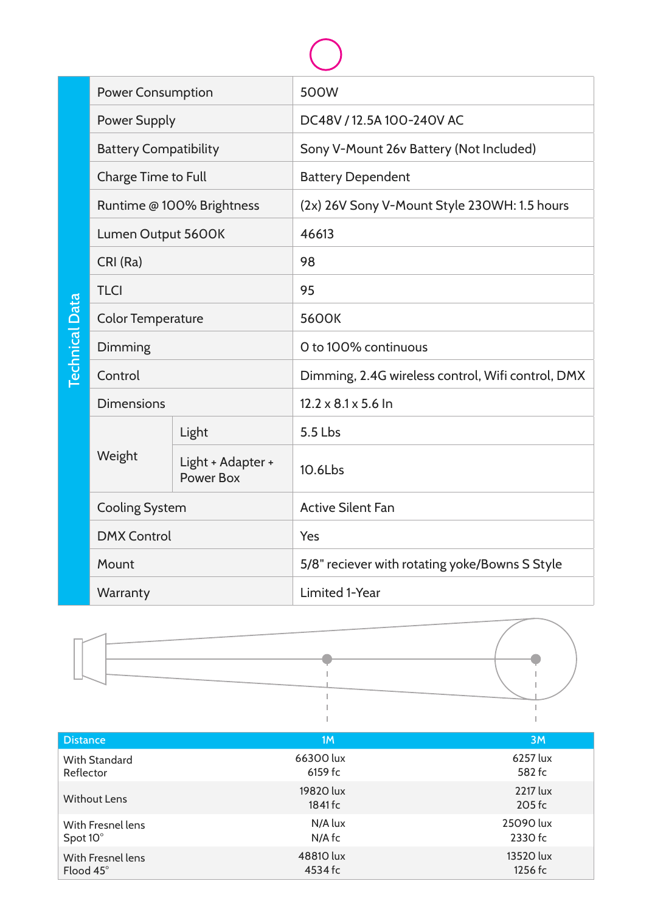## Technical Data

| | | |
|---|---|---|
| Power Consumption | | 500W |
| Power Supply | | DC48V / 12.5A 100-240V AC |
| Battery Compatibility | | Sony V-Mount 26v Battery (Not Included) |
| Charge Time to Full | | Battery Dependent |
| Runtime @ 100% Brightness | | (2x) 26V Sony V-Mount Style 230WH: 1.5 hours |
| Lumen Output 5600K | | 46613 |
| CRI (Ra) | | 98 |
| TLCI | | 95 |
| Color Temperature | | 5600K |
| Dimming | | 0 to 100% continuous |
| Control | | Dimming, 2.4G wireless control, Wifi control, DMX |
| Dimensions | | 12.2 x 8.1 x 5.6 In |
| Weight | Light | 5.5 Lbs |
| | Light + Adapter + Power Box | 10.6Lbs |
| Cooling System | | Active Silent Fan |
| DMX Control | | Yes |
| Mount | | 5/8" reciever with rotating yoke/Bowns S Style |
| Warranty | | Limited 1-Year |

| Distance | 1M | 3M |
|---|---|---|
| With Standard Reflector | 66300 lux<br>6159 fc | 6257 lux<br>582 fc |
| Without Lens | 19820 lux<br>1841 fc | 2217 lux<br>205 fc |
| With Fresnel lens Spot 10° | N/A lux<br>N/A fc | 25090 lux<br>2330 fc |
| With Fresnel lens Flood 45° | 48810 lux<br>4534 fc | 13520 lux<br>1256 fc |